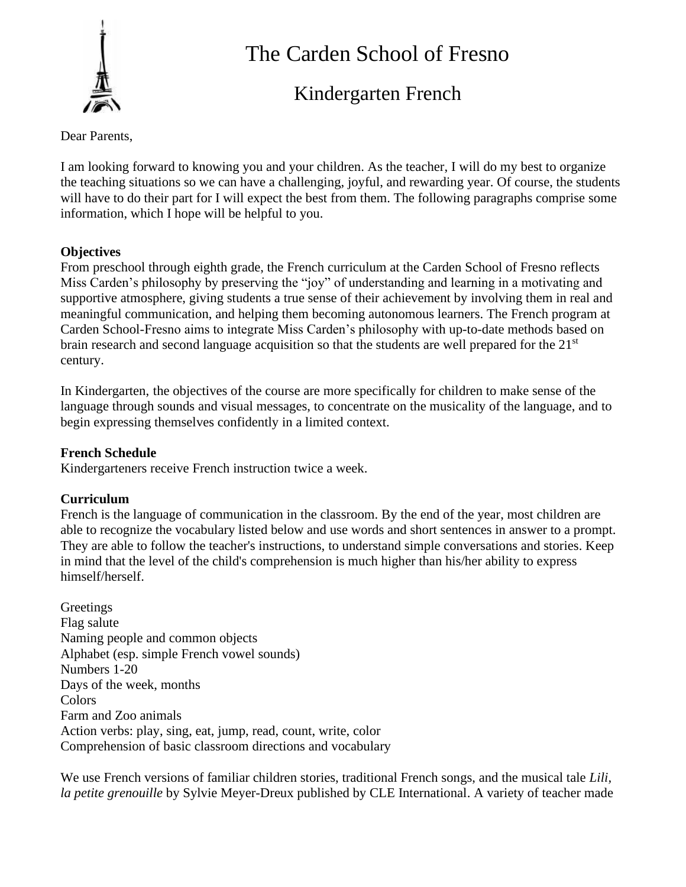# The Carden School of Fresno

## Kindergarten French

Dear Parents,

I am looking forward to knowing you and your children. As the teacher, I will do my best to organize the teaching situations so we can have a challenging, joyful, and rewarding year. Of course, the students will have to do their part for I will expect the best from them. The following paragraphs comprise some information, which I hope will be helpful to you.

**Objectives**

From preschool through eighth grade, the French curriculum at the Carden School of Fresno reflects Miss Carden's philosophy by preserving the "joy" of understanding and learning in a motivating and supportive atmosphere, giving students a true sense of their achievement by involving them in real and meaningful communication, and helping them becoming autonomous learners. The French program at Carden School-Fresno aims to integrate Miss Carden's philosophy with up-to-date methods based on brain research and second language acquisition so that the students are well prepared for the 21st century.

In Kindergarten, the objectives of the course are more specifically for children to make sense of the language through sounds and visual messages, to concentrate on the musicality of the language, and to begin expressing themselves confidently in a limited context.

**French Schedule**

Kindergarteners receive French instruction twice a week.

**Curriculum**

French is the language of communication in the classroom. By the end of the year, most children are able to recognize the vocabulary listed below and use words and short sentences in answer to a prompt. They are able to follow the teacher's instructions, to understand simple conversations and stories. Keep in mind that the level of the child's comprehension is much higher than his/her ability to express himself/herself.

Greetings
Flag salute
Naming people and common objects
Alphabet (esp. simple French vowel sounds)
Numbers 1-20
Days of the week, months
Colors
Farm and Zoo animals
Action verbs: play, sing, eat, jump, read, count, write, color
Comprehension of basic classroom directions and vocabulary

We use French versions of familiar children stories, traditional French songs, and the musical tale *Lili, la petite grenouille* by Sylvie Meyer-Dreux published by CLE International. A variety of teacher made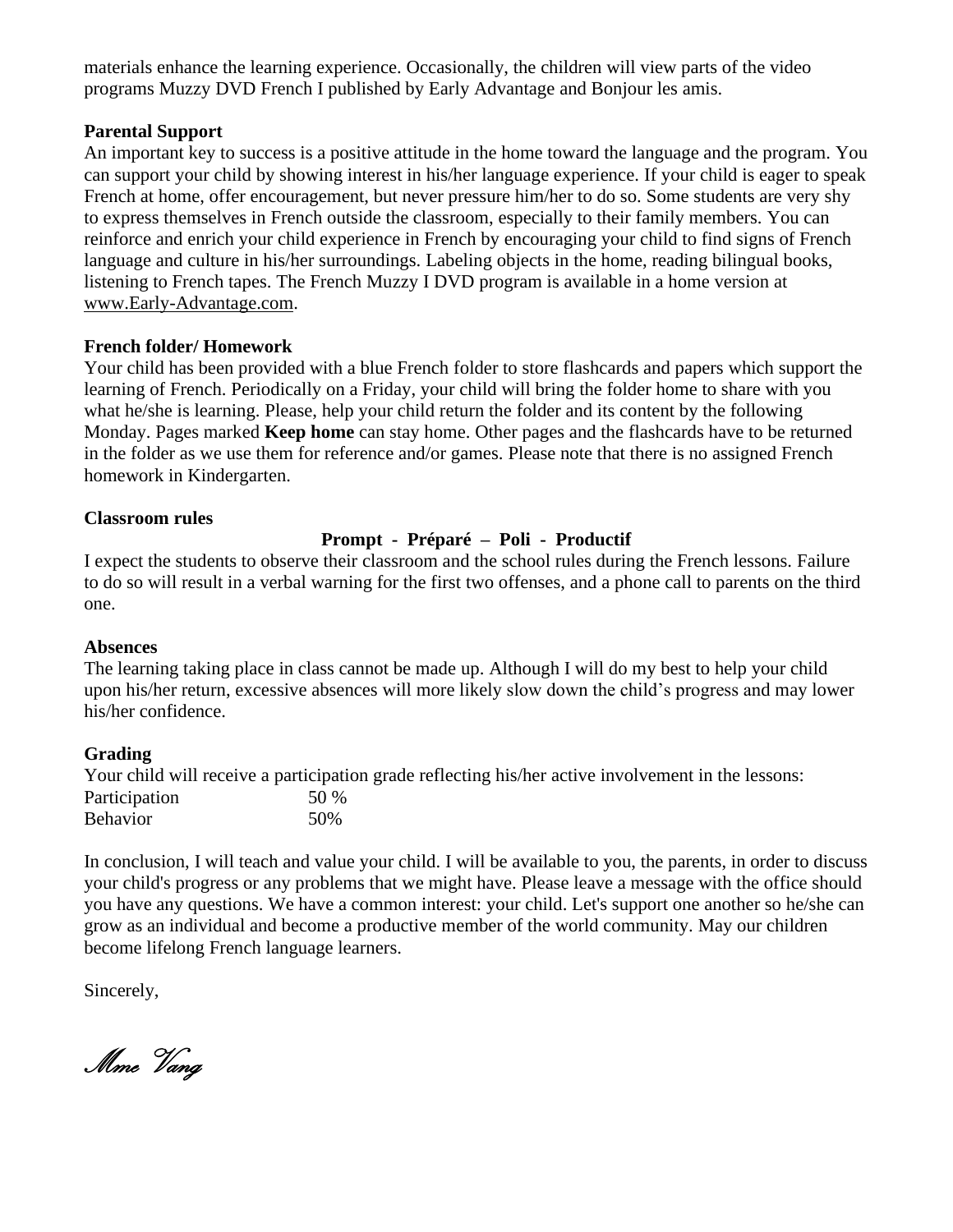materials enhance the learning experience. Occasionally, the children will view parts of the video programs Muzzy DVD French I published by Early Advantage and Bonjour les amis.

**Parental Support**

An important key to success is a positive attitude in the home toward the language and the program. You can support your child by showing interest in his/her language experience. If your child is eager to speak French at home, offer encouragement, but never pressure him/her to do so. Some students are very shy to express themselves in French outside the classroom, especially to their family members. You can reinforce and enrich your child experience in French by encouraging your child to find signs of French language and culture in his/her surroundings. Labeling objects in the home, reading bilingual books, listening to French tapes. The French Muzzy I DVD program is available in a home version at www.Early-Advantage.com.

**French folder/ Homework**

Your child has been provided with a blue French folder to store flashcards and papers which support the learning of French. Periodically on a Friday, your child will bring the folder home to share with you what he/she is learning. Please, help your child return the folder and its content by the following Monday. Pages marked **Keep home** can stay home. Other pages and the flashcards have to be returned in the folder as we use them for reference and/or games. Please note that there is no assigned French homework in Kindergarten.

**Classroom rules**

**Prompt - Préparé – Poli - Productif**

I expect the students to observe their classroom and the school rules during the French lessons. Failure to do so will result in a verbal warning for the first two offenses, and a phone call to parents on the third one.

**Absences**

The learning taking place in class cannot be made up. Although I will do my best to help your child upon his/her return, excessive absences will more likely slow down the child's progress and may lower his/her confidence.

**Grading**

Your child will receive a participation grade reflecting his/her active involvement in the lessons:

| | |
|---|---|
| Participation | 50 % |
| Behavior | 50% |

In conclusion, I will teach and value your child. I will be available to you, the parents, in order to discuss your child's progress or any problems that we might have. Please leave a message with the office should you have any questions. We have a common interest: your child. Let's support one another so he/she can grow as an individual and become a productive member of the world community. May our children become lifelong French language learners.

Sincerely,

*Mme Vang*